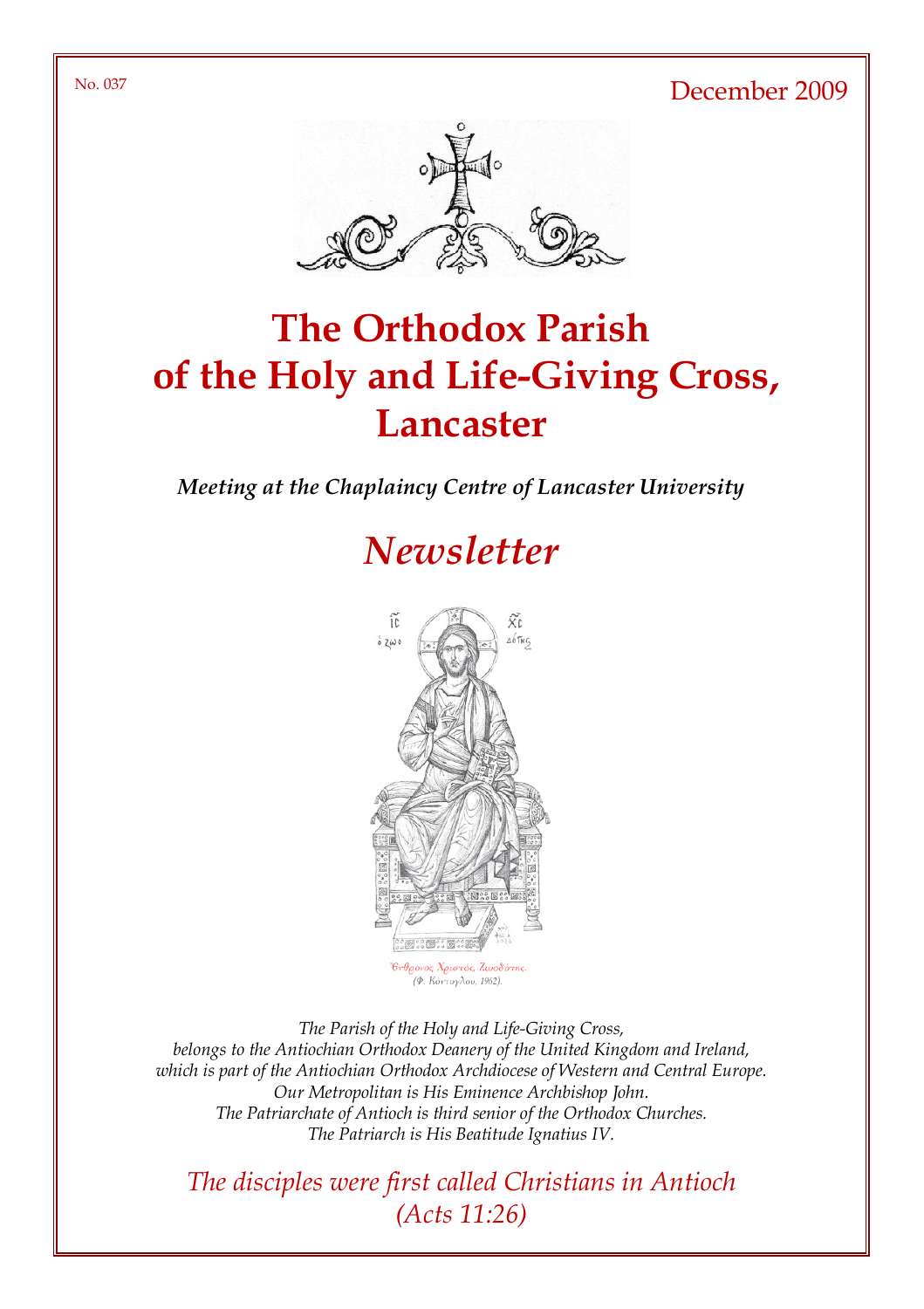No. 037

December 2009

# The Orthodox Parish of the Holy and Life-Giving Cross, Lancaster

***Meeting at the Chaplaincy Centre of Lancaster University***

## *Newsletter*

Ἔνθρονος Χριστός, Ζωοδότης.
(Φ. Κόντογλου, 1962).

*The Parish of the Holy and Life-Giving Cross,*
*belongs to the Antiochian Orthodox Deanery of the United Kingdom and Ireland,*
*which is part of the Antiochian Orthodox Archdiocese of Western and Central Europe.*
*Our Metropolitan is His Eminence Archbishop John.*
*The Patriarchate of Antioch is third senior of the Orthodox Churches.*
*The Patriarch is His Beatitude Ignatius IV.*

*The disciples were first called Christians in Antioch*
*(Acts 11:26)*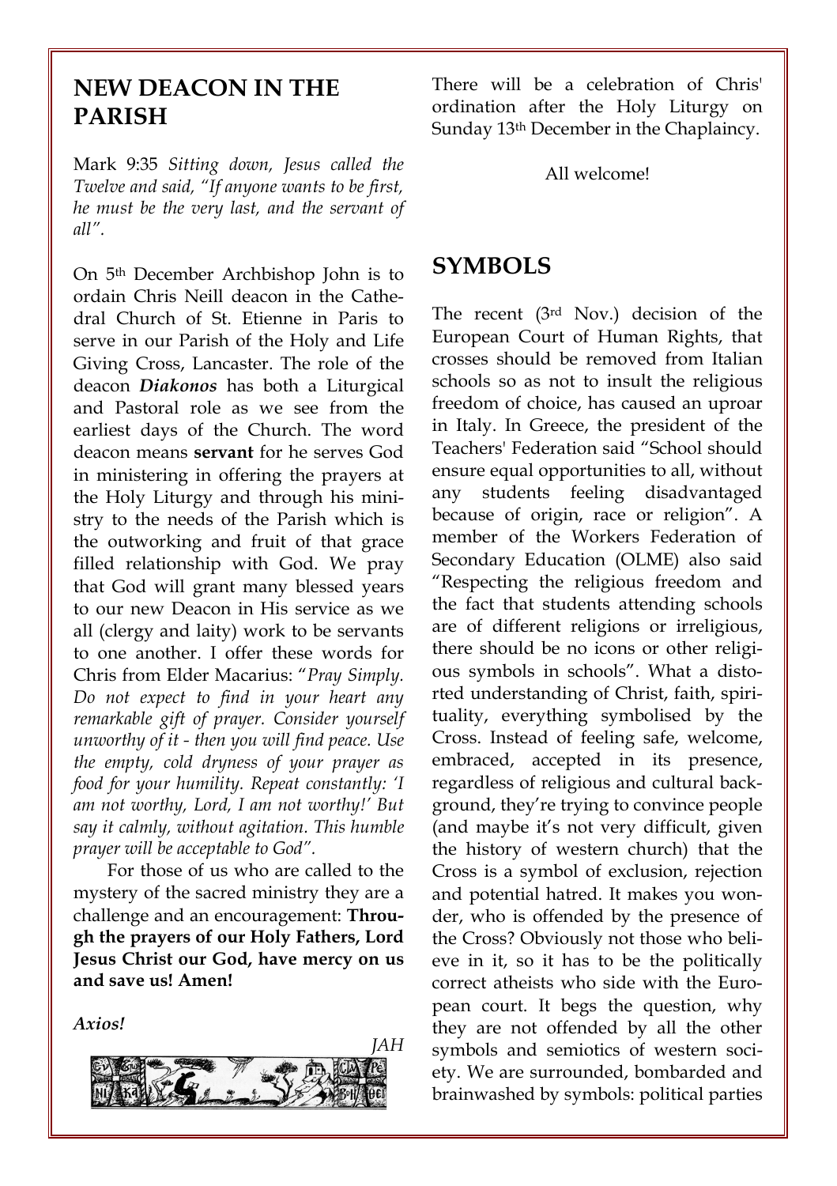## NEW DEACON IN THE PARISH

Mark 9:35 *Sitting down, Jesus called the Twelve and said, "If anyone wants to be first, he must be the very last, and the servant of all".*

On 5th December Archbishop John is to ordain Chris Neill deacon in the Cathedral Church of St. Etienne in Paris to serve in our Parish of the Holy and Life Giving Cross, Lancaster. The role of the deacon ***Diakonos*** has both a Liturgical and Pastoral role as we see from the earliest days of the Church. The word deacon means **servant** for he serves God in ministering in offering the prayers at the Holy Liturgy and through his ministry to the needs of the Parish which is the outworking and fruit of that grace filled relationship with God. We pray that God will grant many blessed years to our new Deacon in His service as we all (clergy and laity) work to be servants to one another. I offer these words for Chris from Elder Macarius: "*Pray Simply. Do not expect to find in your heart any remarkable gift of prayer. Consider yourself unworthy of it - then you will find peace. Use the empty, cold dryness of your prayer as food for your humility. Repeat constantly: 'I am not worthy, Lord, I am not worthy!' But say it calmly, without agitation. This humble prayer will be acceptable to God".*

For those of us who are called to the mystery of the sacred ministry they are a challenge and an encouragement: **Through the prayers of our Holy Fathers, Lord Jesus Christ our God, have mercy on us and save us! Amen!**

***Axios!***

*JAH*

There will be a celebration of Chris' ordination after the Holy Liturgy on Sunday 13th December in the Chaplaincy.

All welcome!

## SYMBOLS

The recent (3rd Nov.) decision of the European Court of Human Rights, that crosses should be removed from Italian schools so as not to insult the religious freedom of choice, has caused an uproar in Italy. In Greece, the president of the Teachers' Federation said "School should ensure equal opportunities to all, without any students feeling disadvantaged because of origin, race or religion". A member of the Workers Federation of Secondary Education (OLME) also said "Respecting the religious freedom and the fact that students attending schools are of different religions or irreligious, there should be no icons or other religious symbols in schools". What a distorted understanding of Christ, faith, spirituality, everything symbolised by the Cross. Instead of feeling safe, welcome, embraced, accepted in its presence, regardless of religious and cultural background, they're trying to convince people (and maybe it's not very difficult, given the history of western church) that the Cross is a symbol of exclusion, rejection and potential hatred. It makes you wonder, who is offended by the presence of the Cross? Obviously not those who believe in it, so it has to be the politically correct atheists who side with the European court. It begs the question, why they are not offended by all the other symbols and semiotics of western society. We are surrounded, bombarded and brainwashed by symbols: political parties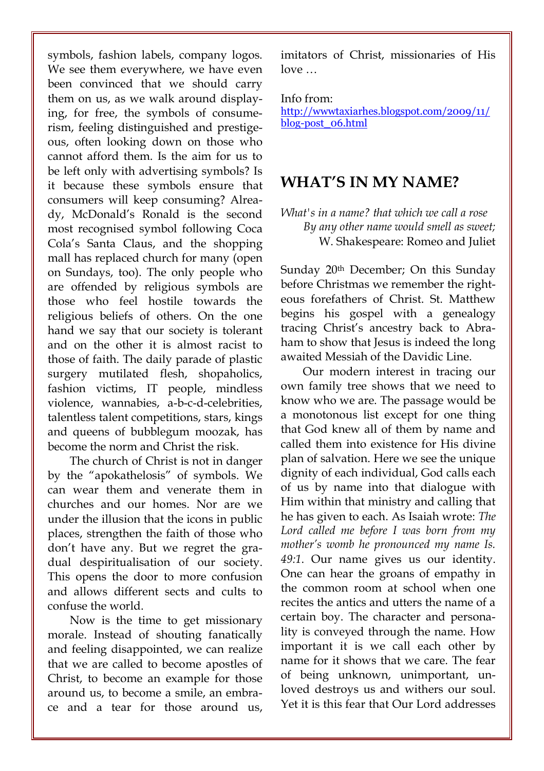symbols, fashion labels, company logos. We see them everywhere, we have even been convinced that we should carry them on us, as we walk around displaying, for free, the symbols of consumerism, feeling distinguished and prestigeous, often looking down on those who cannot afford them. Is the aim for us to be left only with advertising symbols? Is it because these symbols ensure that consumers will keep consuming? Already, McDonald's Ronald is the second most recognised symbol following Coca Cola's Santa Claus, and the shopping mall has replaced church for many (open on Sundays, too). The only people who are offended by religious symbols are those who feel hostile towards the religious beliefs of others. On the one hand we say that our society is tolerant and on the other it is almost racist to those of faith. The daily parade of plastic surgery mutilated flesh, shopaholics, fashion victims, IT people, mindless violence, wannabies, a-b-c-d-celebrities, talentless talent competitions, stars, kings and queens of bubblegum moozak, has become the norm and Christ the risk.

The church of Christ is not in danger by the "apokathelosis" of symbols. We can wear them and venerate them in churches and our homes. Nor are we under the illusion that the icons in public places, strengthen the faith of those who don't have any. But we regret the gradual despiritualisation of our society. This opens the door to more confusion and allows different sects and cults to confuse the world.

Now is the time to get missionary morale. Instead of shouting fanatically and feeling disappointed, we can realize that we are called to become apostles of Christ, to become an example for those around us, to become a smile, an embrace and a tear for those around us, imitators of Christ, missionaries of His love …

Info from:
http://wwwtaxiarhes.blogspot.com/2009/11/blog-post_06.html

## WHAT'S IN MY NAME?

*What's in a name? that which we call a rose*
*By any other name would smell as sweet;*
W. Shakespeare: Romeo and Juliet

Sunday 20th December; On this Sunday before Christmas we remember the righteous forefathers of Christ. St. Matthew begins his gospel with a genealogy tracing Christ's ancestry back to Abraham to show that Jesus is indeed the long awaited Messiah of the Davidic Line.

Our modern interest in tracing our own family tree shows that we need to know who we are. The passage would be a monotonous list except for one thing that God knew all of them by name and called them into existence for His divine plan of salvation. Here we see the unique dignity of each individual, God calls each of us by name into that dialogue with Him within that ministry and calling that he has given to each. As Isaiah wrote: *The Lord called me before I was born from my mother's womb he pronounced my name Is. 49:1*. Our name gives us our identity. One can hear the groans of empathy in the common room at school when one recites the antics and utters the name of a certain boy. The character and personality is conveyed through the name. How important it is we call each other by name for it shows that we care. The fear of being unknown, unimportant, unloved destroys us and withers our soul. Yet it is this fear that Our Lord addresses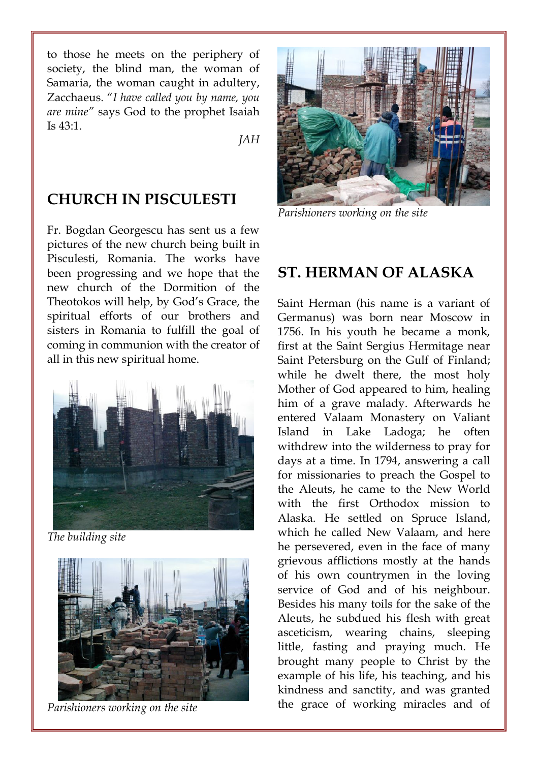to those he meets on the periphery of society, the blind man, the woman of Samaria, the woman caught in adultery, Zacchaeus. "*I have called you by name, you are mine"* says God to the prophet Isaiah Is 43:1.

*JAH*

## CHURCH IN PISCULESTI

Fr. Bogdan Georgescu has sent us a few pictures of the new church being built in Pisculesti, Romania. The works have been progressing and we hope that the new church of the Dormition of the Theotokos will help, by God's Grace, the spiritual efforts of our brothers and sisters in Romania to fulfill the goal of coming in communion with the creator of all in this new spiritual home.

*The building site*

*Parishioners working on the site*

*Parishioners working on the site*

## ST. HERMAN OF ALASKA

Saint Herman (his name is a variant of Germanus) was born near Moscow in 1756. In his youth he became a monk, first at the Saint Sergius Hermitage near Saint Petersburg on the Gulf of Finland; while he dwelt there, the most holy Mother of God appeared to him, healing him of a grave malady. Afterwards he entered Valaam Monastery on Valiant Island in Lake Ladoga; he often withdrew into the wilderness to pray for days at a time. In 1794, answering a call for missionaries to preach the Gospel to the Aleuts, he came to the New World with the first Orthodox mission to Alaska. He settled on Spruce Island, which he called New Valaam, and here he persevered, even in the face of many grievous afflictions mostly at the hands of his own countrymen in the loving service of God and of his neighbour. Besides his many toils for the sake of the Aleuts, he subdued his flesh with great asceticism, wearing chains, sleeping little, fasting and praying much. He brought many people to Christ by the example of his life, his teaching, and his kindness and sanctity, and was granted the grace of working miracles and of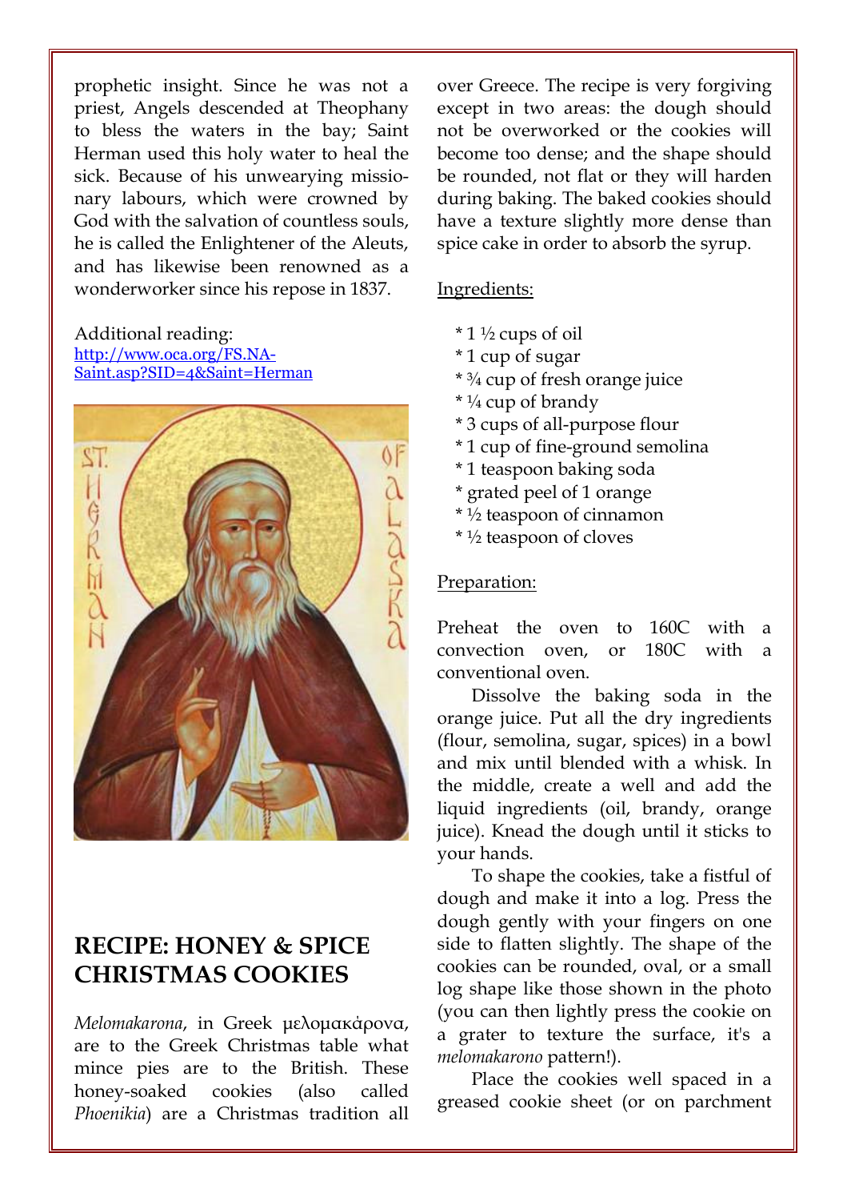prophetic insight. Since he was not a priest, Angels descended at Theophany to bless the waters in the bay; Saint Herman used this holy water to heal the sick. Because of his unwearying missionary labours, which were crowned by God with the salvation of countless souls, he is called the Enlightener of the Aleuts, and has likewise been renowned as a wonderworker since his repose in 1837.

Additional reading:
http://www.oca.org/FS.NA-Saint.asp?SID=4&Saint=Herman

## RECIPE: HONEY & SPICE CHRISTMAS COOKIES

*Melomakarona*, in Greek μελομακάρονα, are to the Greek Christmas table what mince pies are to the British. These honey-soaked cookies (also called *Phoenikia*) are a Christmas tradition all over Greece. The recipe is very forgiving except in two areas: the dough should not be overworked or the cookies will become too dense; and the shape should be rounded, not flat or they will harden during baking. The baked cookies should have a texture slightly more dense than spice cake in order to absorb the syrup.

Ingredients:

* 1 ½ cups of oil
* 1 cup of sugar
* ¾ cup of fresh orange juice
* ¼ cup of brandy
* 3 cups of all-purpose flour
* 1 cup of fine-ground semolina
* 1 teaspoon baking soda
* grated peel of 1 orange
* ½ teaspoon of cinnamon
* ½ teaspoon of cloves

Preparation:

Preheat the oven to 160C with a convection oven, or 180C with a conventional oven.

Dissolve the baking soda in the orange juice. Put all the dry ingredients (flour, semolina, sugar, spices) in a bowl and mix until blended with a whisk. In the middle, create a well and add the liquid ingredients (oil, brandy, orange juice). Knead the dough until it sticks to your hands.

To shape the cookies, take a fistful of dough and make it into a log. Press the dough gently with your fingers on one side to flatten slightly. The shape of the cookies can be rounded, oval, or a small log shape like those shown in the photo (you can then lightly press the cookie on a grater to texture the surface, it's a *melomakarono* pattern!).

Place the cookies well spaced in a greased cookie sheet (or on parchment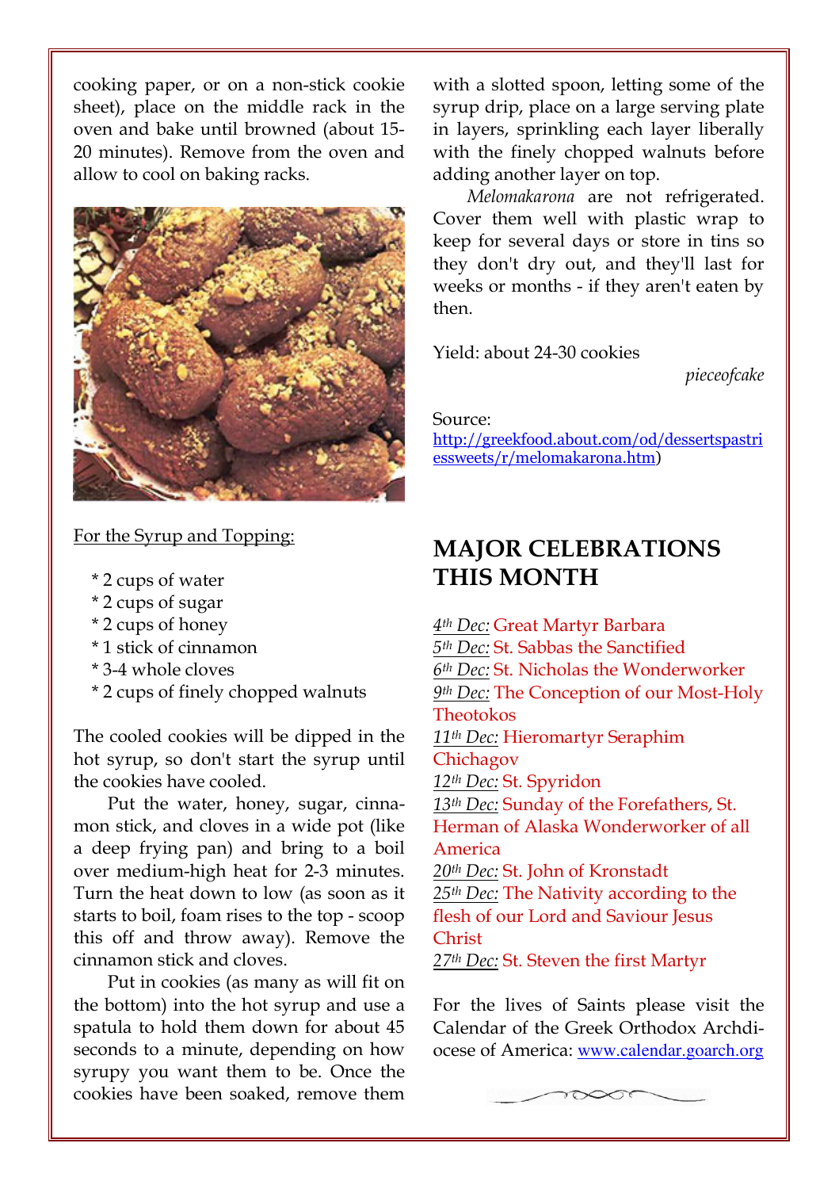cooking paper, or on a non-stick cookie sheet), place on the middle rack in the oven and bake until browned (about 15-20 minutes). Remove from the oven and allow to cool on baking racks.

For the Syrup and Topping:

* 2 cups of water
* 2 cups of sugar
* 2 cups of honey
* 1 stick of cinnamon
* 3-4 whole cloves
* 2 cups of finely chopped walnuts

The cooled cookies will be dipped in the hot syrup, so don't start the syrup until the cookies have cooled.

Put the water, honey, sugar, cinnamon stick, and cloves in a wide pot (like a deep frying pan) and bring to a boil over medium-high heat for 2-3 minutes. Turn the heat down to low (as soon as it starts to boil, foam rises to the top - scoop this off and throw away). Remove the cinnamon stick and cloves.

Put in cookies (as many as will fit on the bottom) into the hot syrup and use a spatula to hold them down for about 45 seconds to a minute, depending on how syrupy you want them to be. Once the cookies have soaked, remove them with a slotted spoon, letting some of the syrup drip, place on a large serving plate in layers, sprinkling each layer liberally with the finely chopped walnuts before adding another layer on top.

*Melomakarona* are not refrigerated. Cover them well with plastic wrap to keep for several days or store in tins so they don't dry out, and they'll last for weeks or months - if they aren't eaten by then.

Yield: about 24-30 cookies

*pieceofcake*

Source:
http://greekfood.about.com/od/dessertspastriessweets/r/melomakarona.htm)

## MAJOR CELEBRATIONS THIS MONTH

*4th Dec:* Great Martyr Barbara
*5th Dec:* St. Sabbas the Sanctified
*6th Dec:* St. Nicholas the Wonderworker
*9th Dec:* The Conception of our Most-Holy Theotokos
*11th Dec:* Hieromartyr Seraphim Chichagov
*12th Dec:* St. Spyridon
*13th Dec:* Sunday of the Forefathers, St. Herman of Alaska Wonderworker of all America
*20th Dec:* St. John of Kronstadt
*25th Dec:* The Nativity according to the flesh of our Lord and Saviour Jesus Christ
*27th Dec:* St. Steven the first Martyr

For the lives of Saints please visit the Calendar of the Greek Orthodox Archdiocese of America: www.calendar.goarch.org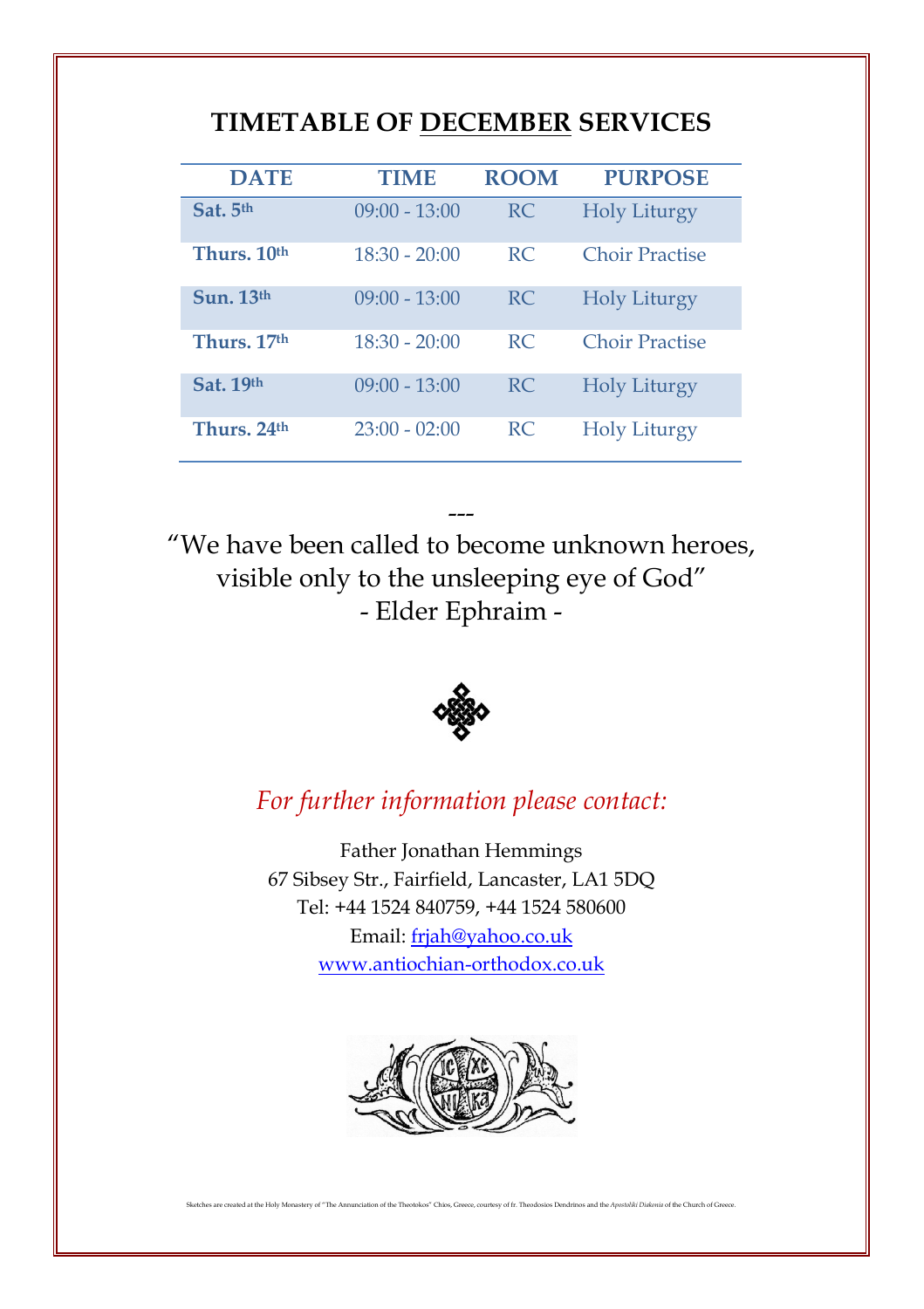## TIMETABLE OF DECEMBER SERVICES

| DATE | TIME | ROOM | PURPOSE |
|---|---|---|---|
| **Sat. 5th** | 09:00 - 13:00 | RC | Holy Liturgy |
| **Thurs. 10th** | 18:30 - 20:00 | RC | Choir Practise |
| **Sun. 13th** | 09:00 - 13:00 | RC | Holy Liturgy |
| **Thurs. 17th** | 18:30 - 20:00 | RC | Choir Practise |
| **Sat. 19th** | 09:00 - 13:00 | RC | Holy Liturgy |
| **Thurs. 24th** | 23:00 - 02:00 | RC | Holy Liturgy |

---

"We have been called to become unknown heroes, visible only to the unsleeping eye of God"
- Elder Ephraim -

*For further information please contact:*

Father Jonathan Hemmings
67 Sibsey Str., Fairfield, Lancaster, LA1 5DQ
Tel: +44 1524 840759, +44 1524 580600
Email: frjah@yahoo.co.uk
www.antiochian-orthodox.co.uk

Sketches are created at the Holy Monastery of "The Annunciation of the Theotokos" Chios, Greece, courtesy of fr. Theodosios Dendrinos and the *Apostoliki Diakonia* of the Church of Greece.